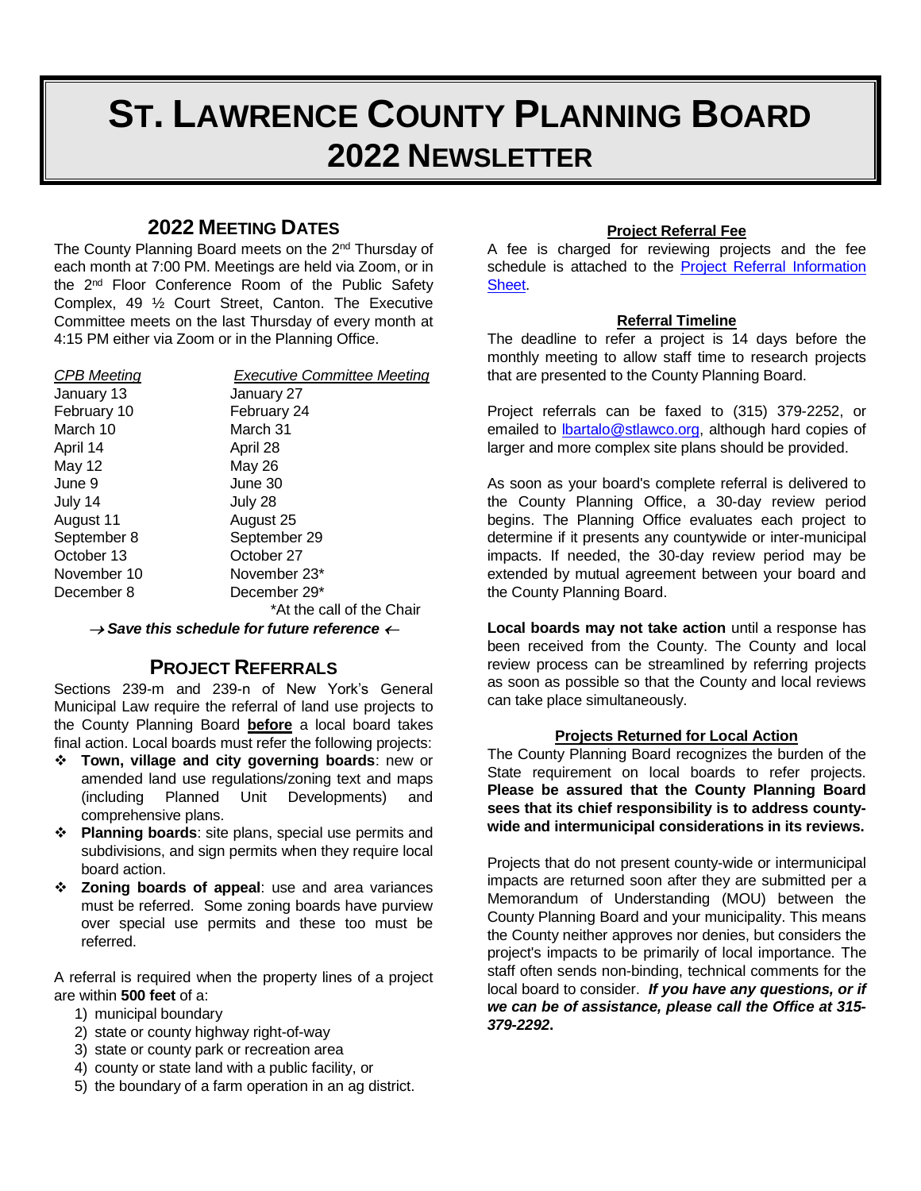# ST. LAWRENCE COUNTY PLANNING BOARD
# 2022 NEWSLETTER

## 2022 MEETING DATES

The County Planning Board meets on the 2nd Thursday of each month at 7:00 PM. Meetings are held via Zoom, or in the 2nd Floor Conference Room of the Public Safety Complex, 49 ½ Court Street, Canton. The Executive Committee meets on the last Thursday of every month at 4:15 PM either via Zoom or in the Planning Office.

| *CPB Meeting* | *Executive Committee Meeting* |
|---|---|
| January 13 | January 27 |
| February 10 | February 24 |
| March 10 | March 31 |
| April 14 | April 28 |
| May 12 | May 26 |
| June 9 | June 30 |
| July 14 | July 28 |
| August 11 | August 25 |
| September 8 | September 29 |
| October 13 | October 27 |
| November 10 | November 23* |
| December 8 | December 29* |

*At the call of the Chair

→ ***Save this schedule for future reference*** ←

## PROJECT REFERRALS

Sections 239-m and 239-n of New York's General Municipal Law require the referral of land use projects to the County Planning Board **before** a local board takes final action. Local boards must refer the following projects:

- **Town, village and city governing boards**: new or amended land use regulations/zoning text and maps (including Planned Unit Developments) and comprehensive plans.
- **Planning boards**: site plans, special use permits and subdivisions, and sign permits when they require local board action.
- **Zoning boards of appeal**: use and area variances must be referred. Some zoning boards have purview over special use permits and these too must be referred.

A referral is required when the property lines of a project are within **500 feet** of a:

1) municipal boundary
2) state or county highway right-of-way
3) state or county park or recreation area
4) county or state land with a public facility, or
5) the boundary of a farm operation in an ag district.

### Project Referral Fee

A fee is charged for reviewing projects and the fee schedule is attached to the Project Referral Information Sheet.

### Referral Timeline

The deadline to refer a project is 14 days before the monthly meeting to allow staff time to research projects that are presented to the County Planning Board.

Project referrals can be faxed to (315) 379-2252, or emailed to lbartalo@stlawco.org, although hard copies of larger and more complex site plans should be provided.

As soon as your board's complete referral is delivered to the County Planning Office, a 30-day review period begins. The Planning Office evaluates each project to determine if it presents any countywide or inter-municipal impacts. If needed, the 30-day review period may be extended by mutual agreement between your board and the County Planning Board.

**Local boards may not take action** until a response has been received from the County. The County and local review process can be streamlined by referring projects as soon as possible so that the County and local reviews can take place simultaneously.

### Projects Returned for Local Action

The County Planning Board recognizes the burden of the State requirement on local boards to refer projects. **Please be assured that the County Planning Board sees that its chief responsibility is to address county-wide and intermunicipal considerations in its reviews.**

Projects that do not present county-wide or intermunicipal impacts are returned soon after they are submitted per a Memorandum of Understanding (MOU) between the County Planning Board and your municipality. This means the County neither approves nor denies, but considers the project's impacts to be primarily of local importance. The staff often sends non-binding, technical comments for the local board to consider. ***If you have any questions, or if we can be of assistance, please call the Office at 315-379-2292*.**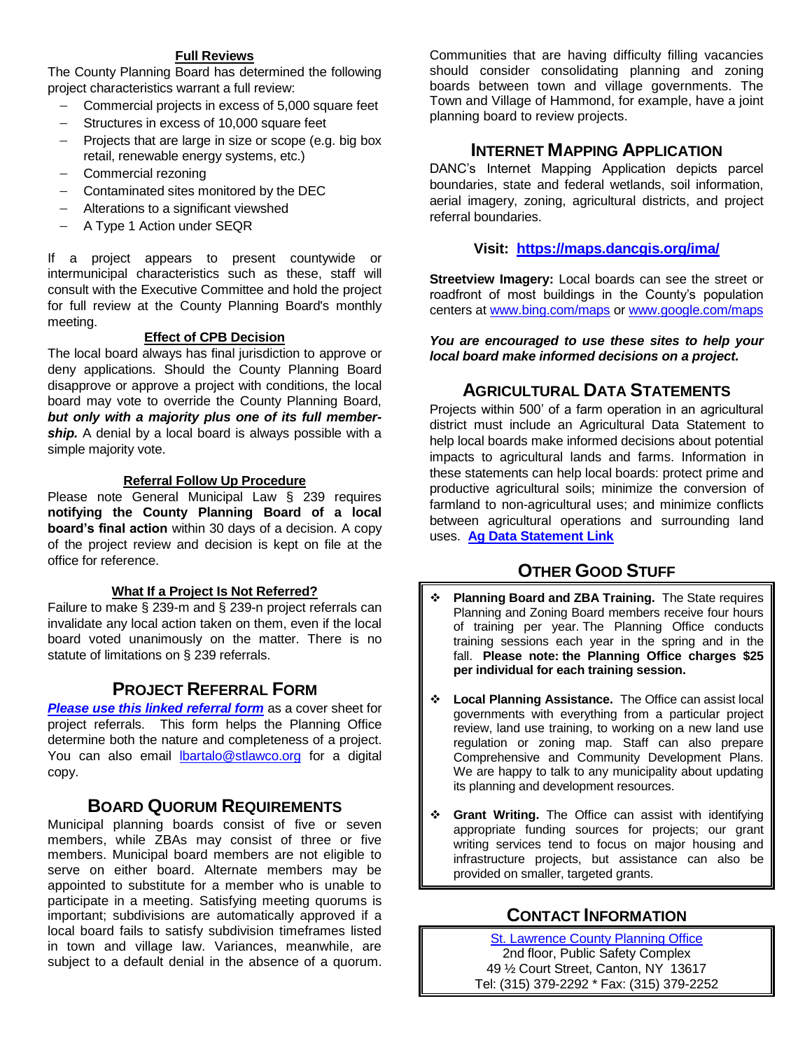### Full Reviews

The County Planning Board has determined the following project characteristics warrant a full review:

- Commercial projects in excess of 5,000 square feet
- Structures in excess of 10,000 square feet
- Projects that are large in size or scope (e.g. big box retail, renewable energy systems, etc.)
- Commercial rezoning
- Contaminated sites monitored by the DEC
- Alterations to a significant viewshed
- A Type 1 Action under SEQR

If a project appears to present countywide or intermunicipal characteristics such as these, staff will consult with the Executive Committee and hold the project for full review at the County Planning Board's monthly meeting.

### Effect of CPB Decision

The local board always has final jurisdiction to approve or deny applications. Should the County Planning Board disapprove or approve a project with conditions, the local board may vote to override the County Planning Board, ***but only with a majority plus one of its full membership.*** A denial by a local board is always possible with a simple majority vote.

### Referral Follow Up Procedure

Please note General Municipal Law § 239 requires **notifying the County Planning Board of a local board's final action** within 30 days of a decision. A copy of the project review and decision is kept on file at the office for reference.

### What If a Project Is Not Referred?

Failure to make § 239-m and § 239-n project referrals can invalidate any local action taken on them, even if the local board voted unanimously on the matter. There is no statute of limitations on § 239 referrals.

## Project Referral Form

***Please use this linked referral form*** as a cover sheet for project referrals. This form helps the Planning Office determine both the nature and completeness of a project. You can also email lbartalo@stlawco.org for a digital copy.

## Board Quorum Requirements

Municipal planning boards consist of five or seven members, while ZBAs may consist of three or five members. Municipal board members are not eligible to serve on either board. Alternate members may be appointed to substitute for a member who is unable to participate in a meeting. Satisfying meeting quorums is important; subdivisions are automatically approved if a local board fails to satisfy subdivision timeframes listed in town and village law. Variances, meanwhile, are subject to a default denial in the absence of a quorum. Communities that are having difficulty filling vacancies should consider consolidating planning and zoning boards between town and village governments. The Town and Village of Hammond, for example, have a joint planning board to review projects.

## Internet Mapping Application

DANC's Internet Mapping Application depicts parcel boundaries, state and federal wetlands, soil information, aerial imagery, zoning, agricultural districts, and project referral boundaries.

**Visit: https://maps.dancgis.org/ima/**

**Streetview Imagery:** Local boards can see the street or roadfront of most buildings in the County's population centers at www.bing.com/maps or www.google.com/maps

***You are encouraged to use these sites to help your local board make informed decisions on a project.***

## Agricultural Data Statements

Projects within 500' of a farm operation in an agricultural district must include an Agricultural Data Statement to help local boards make informed decisions about potential impacts to agricultural lands and farms. Information in these statements can help local boards: protect prime and productive agricultural soils; minimize the conversion of farmland to non-agricultural uses; and minimize conflicts between agricultural operations and surrounding land uses. **Ag Data Statement Link**

## Other Good Stuff

- **Planning Board and ZBA Training.** The State requires Planning and Zoning Board members receive four hours of training per year. The Planning Office conducts training sessions each year in the spring and in the fall. **Please note: the Planning Office charges $25 per individual for each training session.**
- **Local Planning Assistance.** The Office can assist local governments with everything from a particular project review, land use training, to working on a new land use regulation or zoning map. Staff can also prepare Comprehensive and Community Development Plans. We are happy to talk to any municipality about updating its planning and development resources.
- **Grant Writing.** The Office can assist with identifying appropriate funding sources for projects; our grant writing services tend to focus on major housing and infrastructure projects, but assistance can also be provided on smaller, targeted grants.

## Contact Information

St. Lawrence County Planning Office
2nd floor, Public Safety Complex
49 ½ Court Street, Canton, NY 13617
Tel: (315) 379-2292 * Fax: (315) 379-2252